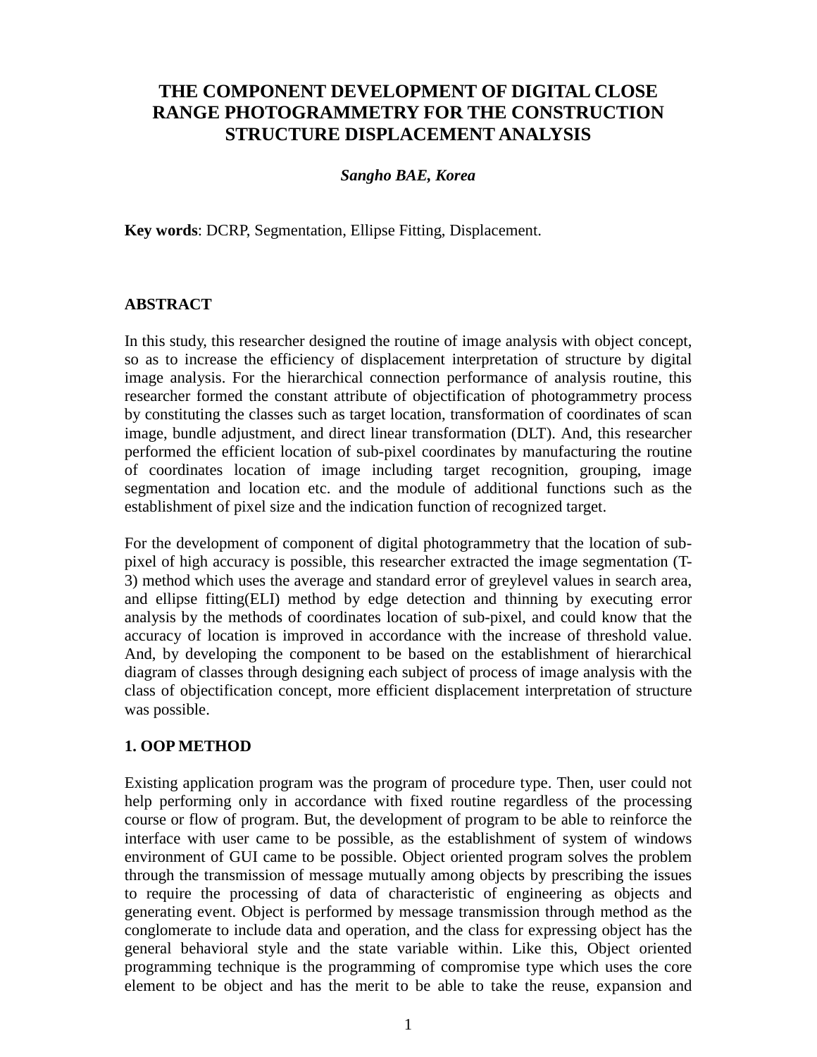# THE COMPONENT DEVELOPMENT OF DIGITAL CLOSE RANGE PHOTOGRAMMETRY FOR THE CONSTRUCTION STRUCTURE DISPLACEMENT ANALYSIS

***Sangho BAE, Korea***

**Key words**: DCRP, Segmentation, Ellipse Fitting, Displacement.

## ABSTRACT

In this study, this researcher designed the routine of image analysis with object concept, so as to increase the efficiency of displacement interpretation of structure by digital image analysis. For the hierarchical connection performance of analysis routine, this researcher formed the constant attribute of objectification of photogrammetry process by constituting the classes such as target location, transformation of coordinates of scan image, bundle adjustment, and direct linear transformation (DLT). And, this researcher performed the efficient location of sub-pixel coordinates by manufacturing the routine of coordinates location of image including target recognition, grouping, image segmentation and location etc. and the module of additional functions such as the establishment of pixel size and the indication function of recognized target.

For the development of component of digital photogrammetry that the location of sub-pixel of high accuracy is possible, this researcher extracted the image segmentation (T-3) method which uses the average and standard error of greylevel values in search area, and ellipse fitting(ELI) method by edge detection and thinning by executing error analysis by the methods of coordinates location of sub-pixel, and could know that the accuracy of location is improved in accordance with the increase of threshold value. And, by developing the component to be based on the establishment of hierarchical diagram of classes through designing each subject of process of image analysis with the class of objectification concept, more efficient displacement interpretation of structure was possible.

## 1. OOP METHOD

Existing application program was the program of procedure type. Then, user could not help performing only in accordance with fixed routine regardless of the processing course or flow of program. But, the development of program to be able to reinforce the interface with user came to be possible, as the establishment of system of windows environment of GUI came to be possible. Object oriented program solves the problem through the transmission of message mutually among objects by prescribing the issues to require the processing of data of characteristic of engineering as objects and generating event. Object is performed by message transmission through method as the conglomerate to include data and operation, and the class for expressing object has the general behavioral style and the state variable within. Like this, Object oriented programming technique is the programming of compromise type which uses the core element to be object and has the merit to be able to take the reuse, expansion and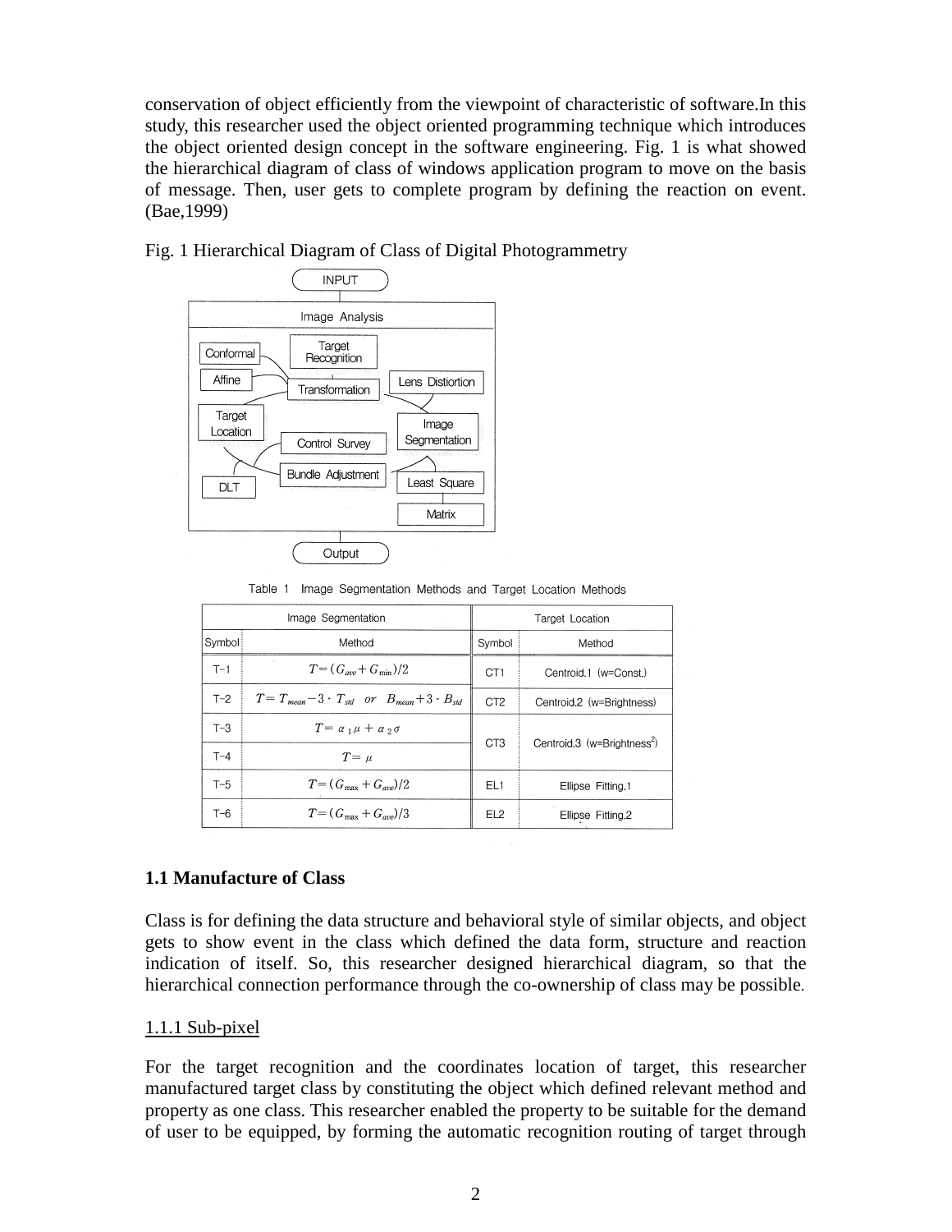conservation of object efficiently from the viewpoint of characteristic of software.In this study, this researcher used the object oriented programming technique which introduces the object oriented design concept in the software engineering. Fig. 1 is what showed the hierarchical diagram of class of windows application program to move on the basis of message. Then, user gets to complete program by defining the reaction on event. (Bae,1999)

Fig. 1 Hierarchical Diagram of Class of Digital Photogrammetry

Table 1 Image Segmentation Methods and Target Location Methods

| Image Segmentation | | Target Location | |
|---|---|---|---|
| Symbol | Method | Symbol | Method |
| T-1 | $T=(G_{ave}+G_{min})/2$ | CT1 | Centroid.1 (w=Const.) |
| T-2 | $T=T_{mean}-3\cdot T_{std}$ or $B_{mean}+3\cdot B_{std}$ | CT2 | Centroid.2 (w=Brightness) |
| T-3 | $T=\alpha_1\mu+\alpha_2\sigma$ | CT3 | Centroid.3 (w=Brightness$^2$) |
| T-4 | $T=\mu$ | | |
| T-5 | $T=(G_{max}+G_{ave})/2$ | EL1 | Ellipse Fitting.1 |
| T-6 | $T=(G_{max}+G_{ave})/3$ | EL2 | Ellipse Fitting.2 |

### 1.1 Manufacture of Class

Class is for defining the data structure and behavioral style of similar objects, and object gets to show event in the class which defined the data form, structure and reaction indication of itself. So, this researcher designed hierarchical diagram, so that the hierarchical connection performance through the co-ownership of class may be possible.

#### 1.1.1 Sub-pixel

For the target recognition and the coordinates location of target, this researcher manufactured target class by constituting the object which defined relevant method and property as one class. This researcher enabled the property to be suitable for the demand of user to be equipped, by forming the automatic recognition routing of target through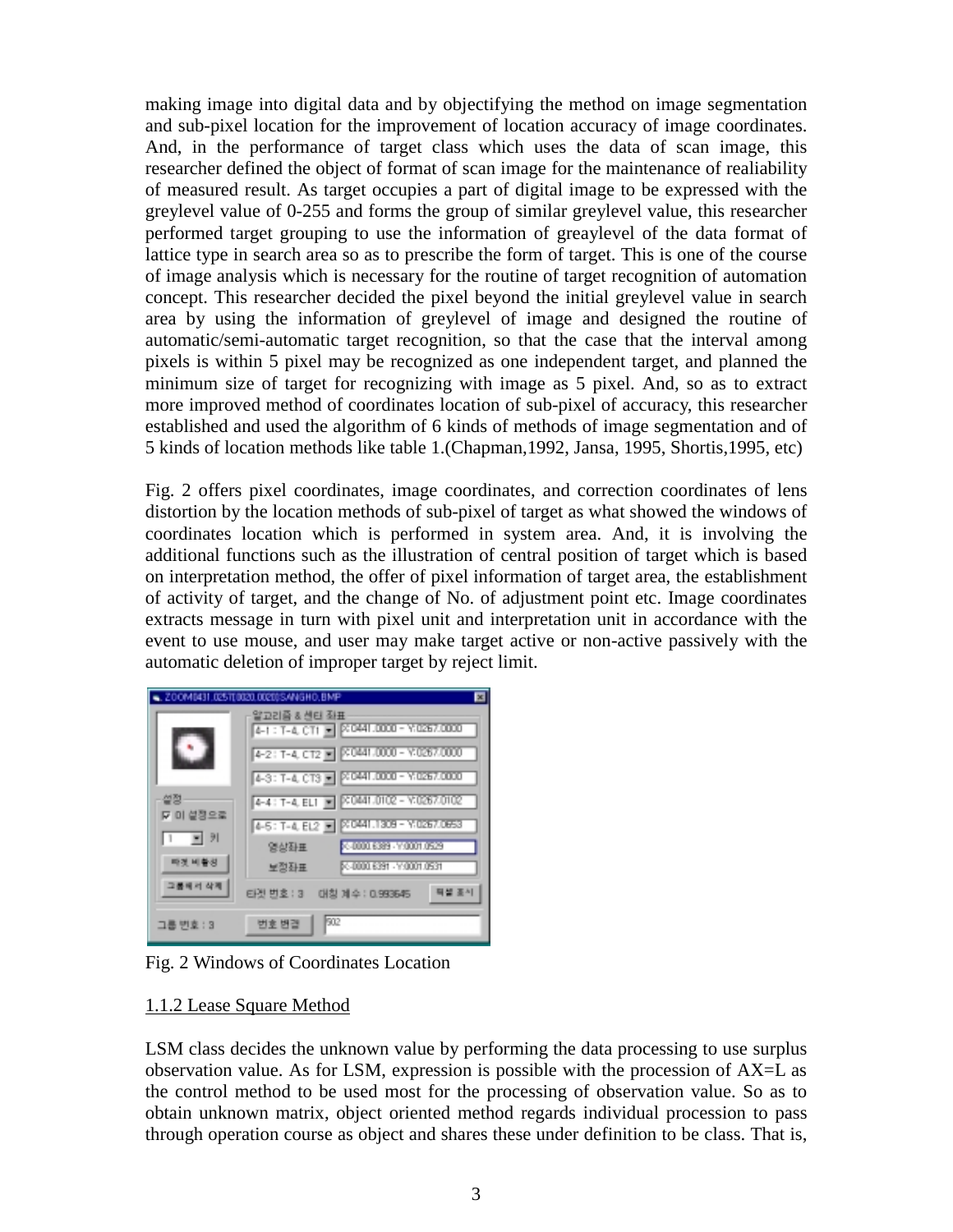making image into digital data and by objectifying the method on image segmentation and sub-pixel location for the improvement of location accuracy of image coordinates. And, in the performance of target class which uses the data of scan image, this researcher defined the object of format of scan image for the maintenance of realiability of measured result. As target occupies a part of digital image to be expressed with the greylevel value of 0-255 and forms the group of similar greylevel value, this researcher performed target grouping to use the information of greaylevel of the data format of lattice type in search area so as to prescribe the form of target. This is one of the course of image analysis which is necessary for the routine of target recognition of automation concept. This researcher decided the pixel beyond the initial greylevel value in search area by using the information of greylevel of image and designed the routine of automatic/semi-automatic target recognition, so that the case that the interval among pixels is within 5 pixel may be recognized as one independent target, and planned the minimum size of target for recognizing with image as 5 pixel. And, so as to extract more improved method of coordinates location of sub-pixel of accuracy, this researcher established and used the algorithm of 6 kinds of methods of image segmentation and of 5 kinds of location methods like table 1.(Chapman,1992, Jansa, 1995, Shortis,1995, etc)

Fig. 2 offers pixel coordinates, image coordinates, and correction coordinates of lens distortion by the location methods of sub-pixel of target as what showed the windows of coordinates location which is performed in system area. And, it is involving the additional functions such as the illustration of central position of target which is based on interpretation method, the offer of pixel information of target area, the establishment of activity of target, and the change of No. of adjustment point etc. Image coordinates extracts message in turn with pixel unit and interpretation unit in accordance with the event to use mouse, and user may make target active or non-active passively with the automatic deletion of improper target by reject limit.

Fig. 2 Windows of Coordinates Location

1.1.2 Lease Square Method

LSM class decides the unknown value by performing the data processing to use surplus observation value. As for LSM, expression is possible with the procession of AX=L as the control method to be used most for the processing of observation value. So as to obtain unknown matrix, object oriented method regards individual procession to pass through operation course as object and shares these under definition to be class. That is,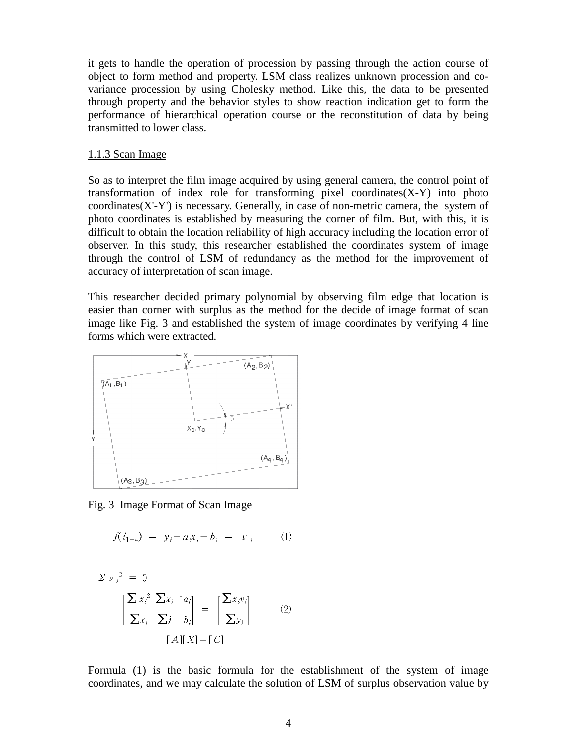it gets to handle the operation of procession by passing through the action course of object to form method and property. LSM class realizes unknown procession and co-variance procession by using Cholesky method. Like this, the data to be presented through property and the behavior styles to show reaction indication get to form the performance of hierarchical operation course or the reconstitution of data by being transmitted to lower class.

### 1.1.3 Scan Image

So as to interpret the film image acquired by using general camera, the control point of transformation of index role for transforming pixel coordinates(X-Y) into photo coordinates(X'-Y') is necessary. Generally, in case of non-metric camera, the system of photo coordinates is established by measuring the corner of film. But, with this, it is difficult to obtain the location reliability of high accuracy including the location error of observer. In this study, this researcher established the coordinates system of image through the control of LSM of redundancy as the method for the improvement of accuracy of interpretation of scan image.

This researcher decided primary polynomial by observing film edge that location is easier than corner with surplus as the method for the decide of image format of scan image like Fig. 3 and established the system of image coordinates by verifying 4 line forms which were extracted.

Fig. 3 Image Format of Scan Image

$$f(i_{1\sim4}) = y_j - a_i x_j - b_i = \nu_j \qquad (1)$$

$$\Sigma \nu_j^{\,2} = 0$$

$$\begin{bmatrix} \sum x_j^2 & \sum x_j \\ \sum x_j & \sum j \end{bmatrix} \begin{bmatrix} a_i \\ b_i \end{bmatrix} = \begin{bmatrix} \sum x_j y_j \\ \sum y_j \end{bmatrix} \qquad (2)$$

$$[A][X] = [C]$$

Formula (1) is the basic formula for the establishment of the system of image coordinates, and we may calculate the solution of LSM of surplus observation value by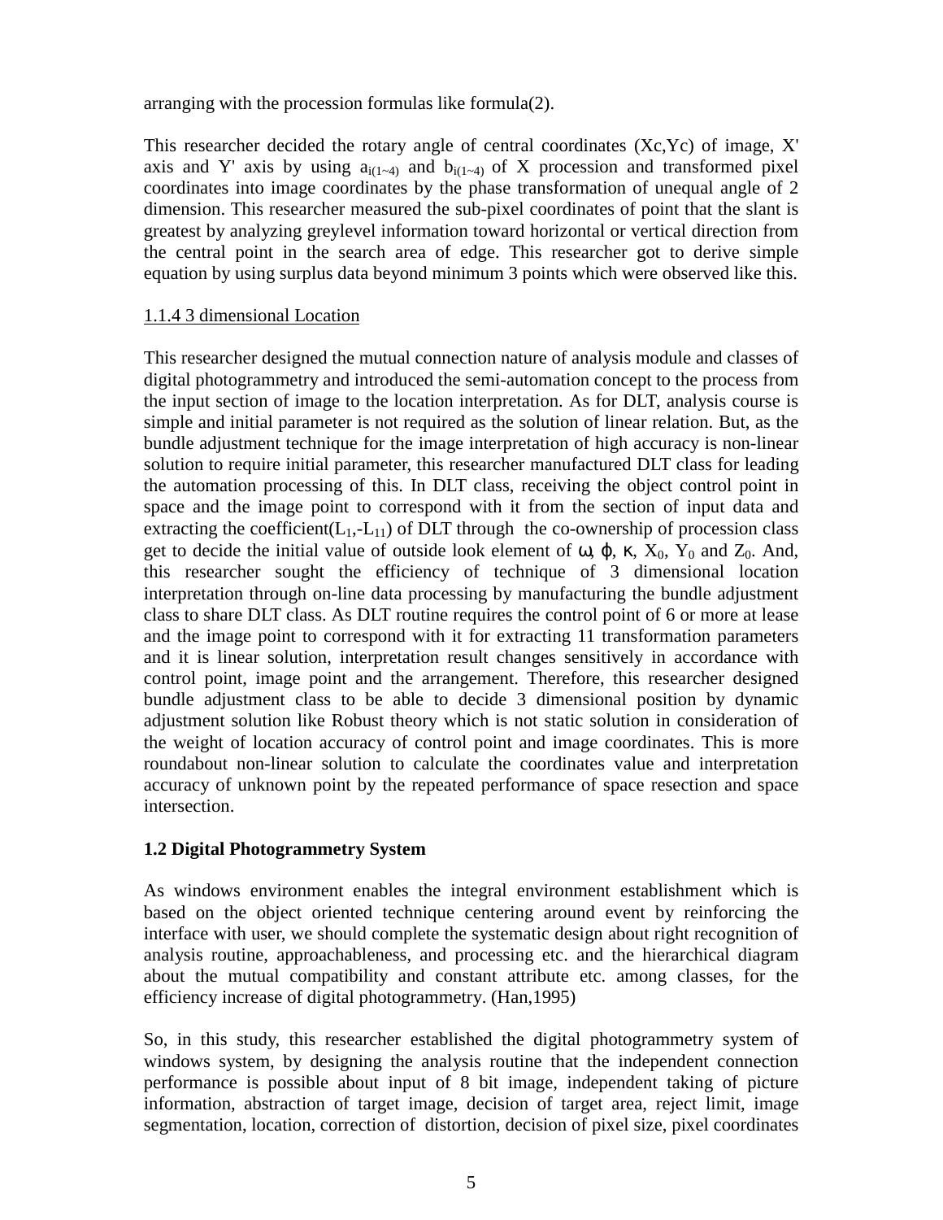arranging with the procession formulas like formula(2).

This researcher decided the rotary angle of central coordinates (Xc,Yc) of image, X' axis and Y' axis by using $a_{i(1\sim4)}$ and $b_{i(1\sim4)}$ of X procession and transformed pixel coordinates into image coordinates by the phase transformation of unequal angle of 2 dimension. This researcher measured the sub-pixel coordinates of point that the slant is greatest by analyzing greylevel information toward horizontal or vertical direction from the central point in the search area of edge. This researcher got to derive simple equation by using surplus data beyond minimum 3 points which were observed like this.

1.1.4 3 dimensional Location

This researcher designed the mutual connection nature of analysis module and classes of digital photogrammetry and introduced the semi-automation concept to the process from the input section of image to the location interpretation. As for DLT, analysis course is simple and initial parameter is not required as the solution of linear relation. But, as the bundle adjustment technique for the image interpretation of high accuracy is non-linear solution to require initial parameter, this researcher manufactured DLT class for leading the automation processing of this. In DLT class, receiving the object control point in space and the image point to correspond with it from the section of input data and extracting the coefficient($L_1$,-$L_{11}$) of DLT through the co-ownership of procession class get to decide the initial value of outside look element of $\omega$, $\varphi$, $\kappa$, $X_0$, $Y_0$ and $Z_0$. And, this researcher sought the efficiency of technique of 3 dimensional location interpretation through on-line data processing by manufacturing the bundle adjustment class to share DLT class. As DLT routine requires the control point of 6 or more at lease and the image point to correspond with it for extracting 11 transformation parameters and it is linear solution, interpretation result changes sensitively in accordance with control point, image point and the arrangement. Therefore, this researcher designed bundle adjustment class to be able to decide 3 dimensional position by dynamic adjustment solution like Robust theory which is not static solution in consideration of the weight of location accuracy of control point and image coordinates. This is more roundabout non-linear solution to calculate the coordinates value and interpretation accuracy of unknown point by the repeated performance of space resection and space intersection.

**1.2 Digital Photogrammetry System**

As windows environment enables the integral environment establishment which is based on the object oriented technique centering around event by reinforcing the interface with user, we should complete the systematic design about right recognition of analysis routine, approachableness, and processing etc. and the hierarchical diagram about the mutual compatibility and constant attribute etc. among classes, for the efficiency increase of digital photogrammetry. (Han,1995)

So, in this study, this researcher established the digital photogrammetry system of windows system, by designing the analysis routine that the independent connection performance is possible about input of 8 bit image, independent taking of picture information, abstraction of target image, decision of target area, reject limit, image segmentation, location, correction of distortion, decision of pixel size, pixel coordinates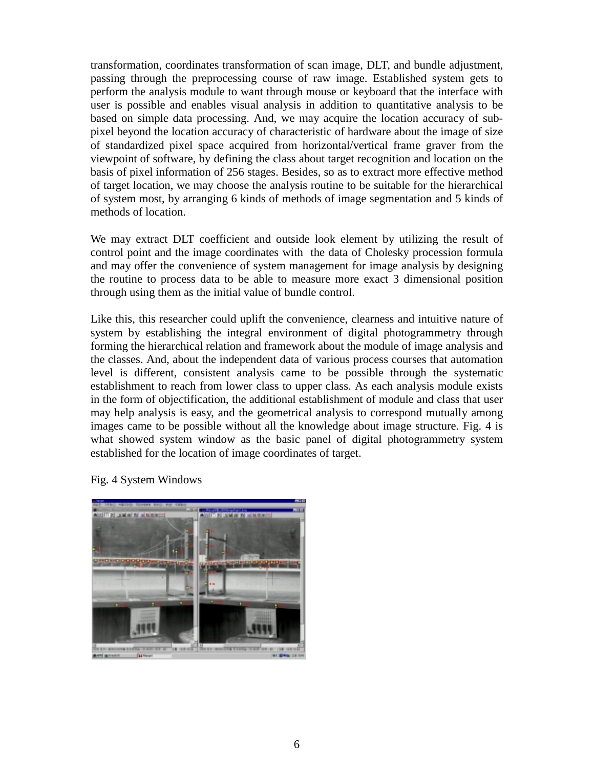transformation, coordinates transformation of scan image, DLT, and bundle adjustment, passing through the preprocessing course of raw image. Established system gets to perform the analysis module to want through mouse or keyboard that the interface with user is possible and enables visual analysis in addition to quantitative analysis to be based on simple data processing. And, we may acquire the location accuracy of sub-pixel beyond the location accuracy of characteristic of hardware about the image of size of standardized pixel space acquired from horizontal/vertical frame graver from the viewpoint of software, by defining the class about target recognition and location on the basis of pixel information of 256 stages. Besides, so as to extract more effective method of target location, we may choose the analysis routine to be suitable for the hierarchical of system most, by arranging 6 kinds of methods of image segmentation and 5 kinds of methods of location.

We may extract DLT coefficient and outside look element by utilizing the result of control point and the image coordinates with the data of Cholesky procession formula and may offer the convenience of system management for image analysis by designing the routine to process data to be able to measure more exact 3 dimensional position through using them as the initial value of bundle control.

Like this, this researcher could uplift the convenience, clearness and intuitive nature of system by establishing the integral environment of digital photogrammetry through forming the hierarchical relation and framework about the module of image analysis and the classes. And, about the independent data of various process courses that automation level is different, consistent analysis came to be possible through the systematic establishment to reach from lower class to upper class. As each analysis module exists in the form of objectification, the additional establishment of module and class that user may help analysis is easy, and the geometrical analysis to correspond mutually among images came to be possible without all the knowledge about image structure. Fig. 4 is what showed system window as the basic panel of digital photogrammetry system established for the location of image coordinates of target.

Fig. 4 System Windows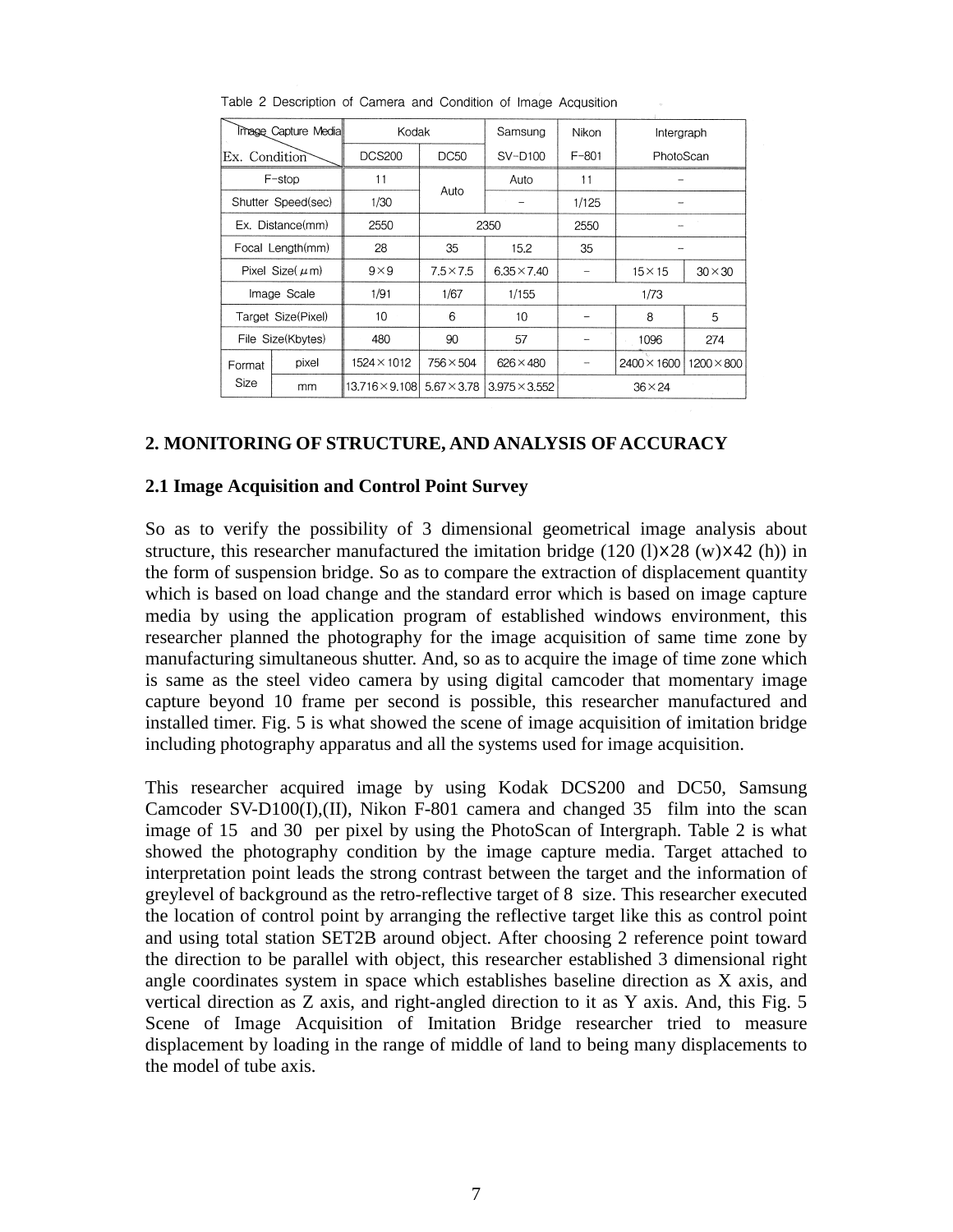Table 2 Description of Camera and Condition of Image Acqusition

| Image Capture Media / Ex. Condition | | Kodak DCS200 | Kodak DC50 | Samsung SV-D100 | Nikon F-801 | Intergraph PhotoScan | |
|---|---|---|---|---|---|---|---|
| F-stop | | 11 | Auto | Auto | 11 | - | |
| Shutter Speed(sec) | | 1/30 | | - | 1/125 | - | |
| Ex. Distance(mm) | | 2550 | 2350 | | 2550 | - | |
| Focal Length(mm) | | 28 | 35 | 15.2 | 35 | - | |
| Pixel Size($\mu$m) | | 9×9 | 7.5×7.5 | 6.35×7.40 | - | 15×15 | 30×30 |
| Image Scale | | 1/91 | 1/67 | 1/155 | 1/73 | | |
| Target Size(Pixel) | | 10 | 6 | 10 | - | 8 | 5 |
| File Size(Kbytes) | | 480 | 90 | 57 | - | 1096 | 274 |
| Format Size | pixel | 1524×1012 | 756×504 | 626×480 | - | 2400×1600 | 1200×800 |
| | mm | 13.716×9.108 | 5.67×3.78 | 3.975×3.552 | 36×24 | | |

## 2. MONITORING OF STRUCTURE, AND ANALYSIS OF ACCURACY

### 2.1 Image Acquisition and Control Point Survey

So as to verify the possibility of 3 dimensional geometrical image analysis about structure, this researcher manufactured the imitation bridge (120 (l)×28 (w)×42 (h)) in the form of suspension bridge. So as to compare the extraction of displacement quantity which is based on load change and the standard error which is based on image capture media by using the application program of established windows environment, this researcher planned the photography for the image acquisition of same time zone by manufacturing simultaneous shutter. And, so as to acquire the image of time zone which is same as the steel video camera by using digital camcoder that momentary image capture beyond 10 frame per second is possible, this researcher manufactured and installed timer. Fig. 5 is what showed the scene of image acquisition of imitation bridge including photography apparatus and all the systems used for image acquisition.

This researcher acquired image by using Kodak DCS200 and DC50, Samsung Camcoder SV-D100(I),(II), Nikon F-801 camera and changed 35 film into the scan image of 15 and 30 per pixel by using the PhotoScan of Intergraph. Table 2 is what showed the photography condition by the image capture media. Target attached to interpretation point leads the strong contrast between the target and the information of greylevel of background as the retro-reflective target of 8 size. This researcher executed the location of control point by arranging the reflective target like this as control point and using total station SET2B around object. After choosing 2 reference point toward the direction to be parallel with object, this researcher established 3 dimensional right angle coordinates system in space which establishes baseline direction as X axis, and vertical direction as Z axis, and right-angled direction to it as Y axis. And, this Fig. 5 Scene of Image Acquisition of Imitation Bridge researcher tried to measure displacement by loading in the range of middle of land to being many displacements to the model of tube axis.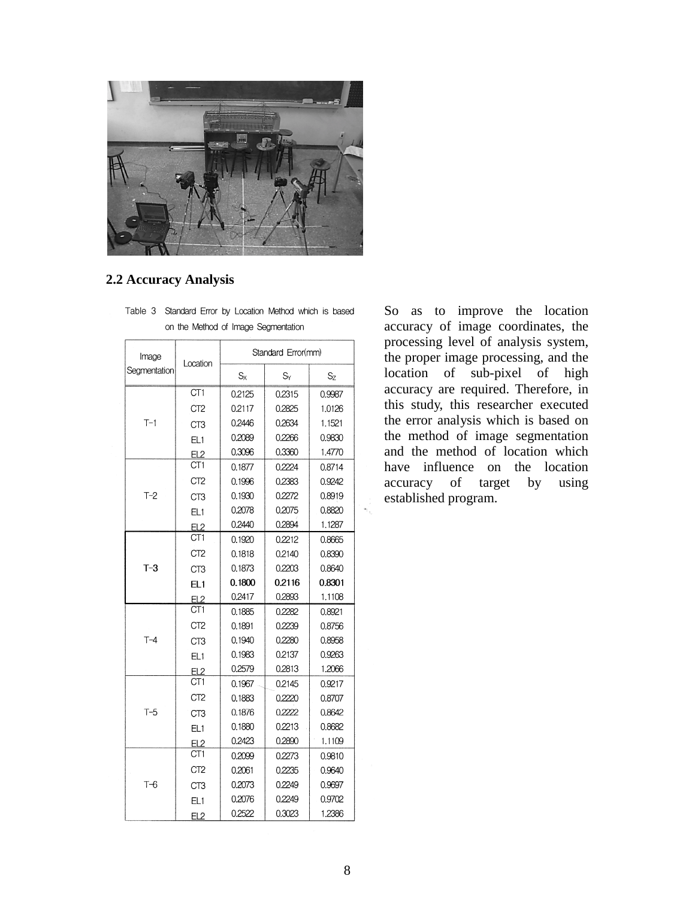## 2.2 Accuracy Analysis

So as to improve the location accuracy of image coordinates, the processing level of analysis system, the proper image processing, and the location of sub-pixel of high accuracy are required. Therefore, in this study, this researcher executed the error analysis which is based on the method of image segmentation and the method of location which have influence on the location accuracy of target by using established program.

Table 3 Standard Error by Location Method which is based on the Method of Image Segmentation

| Image Segmentation | Location | Standard Error(mm) | | |
|---|---|---|---|---|
| | | $S_X$ | $S_Y$ | $S_Z$ |
| T-1 | CT1 | 0.2125 | 0.2315 | 0.9987 |
| | CT2 | 0.2117 | 0.2825 | 1.0126 |
| | CT3 | 0.2446 | 0.2634 | 1.1521 |
| | EL1 | 0.2089 | 0.2266 | 0.9830 |
| | EL2 | 0.3096 | 0.3360 | 1.4770 |
| T-2 | CT1 | 0.1877 | 0.2224 | 0.8714 |
| | CT2 | 0.1996 | 0.2383 | 0.9242 |
| | CT3 | 0.1930 | 0.2272 | 0.8919 |
| | EL1 | 0.2078 | 0.2075 | 0.8820 |
| | EL2 | 0.2440 | 0.2894 | 1.1287 |
| **T-3** | CT1 | 0.1920 | 0.2212 | 0.8665 |
| | CT2 | 0.1818 | 0.2140 | 0.8390 |
| | CT3 | 0.1873 | 0.2203 | 0.8640 |
| | **EL1** | **0.1800** | **0.2116** | **0.8301** |
| | EL2 | 0.2417 | 0.2893 | 1.1108 |
| T-4 | CT1 | 0.1885 | 0.2282 | 0.8921 |
| | CT2 | 0.1891 | 0.2239 | 0.8756 |
| | CT3 | 0.1940 | 0.2280 | 0.8958 |
| | EL1 | 0.1983 | 0.2137 | 0.9263 |
| | EL2 | 0.2579 | 0.2813 | 1.2066 |
| T-5 | CT1 | 0.1967 | 0.2145 | 0.9217 |
| | CT2 | 0.1883 | 0.2220 | 0.8707 |
| | CT3 | 0.1876 | 0.2222 | 0.8642 |
| | EL1 | 0.1880 | 0.2213 | 0.8682 |
| | EL2 | 0.2423 | 0.2890 | 1.1109 |
| T-6 | CT1 | 0.2099 | 0.2273 | 0.9810 |
| | CT2 | 0.2061 | 0.2235 | 0.9640 |
| | CT3 | 0.2073 | 0.2249 | 0.9697 |
| | EL1 | 0.2076 | 0.2249 | 0.9702 |
| | EL2 | 0.2522 | 0.3023 | 1.2386 |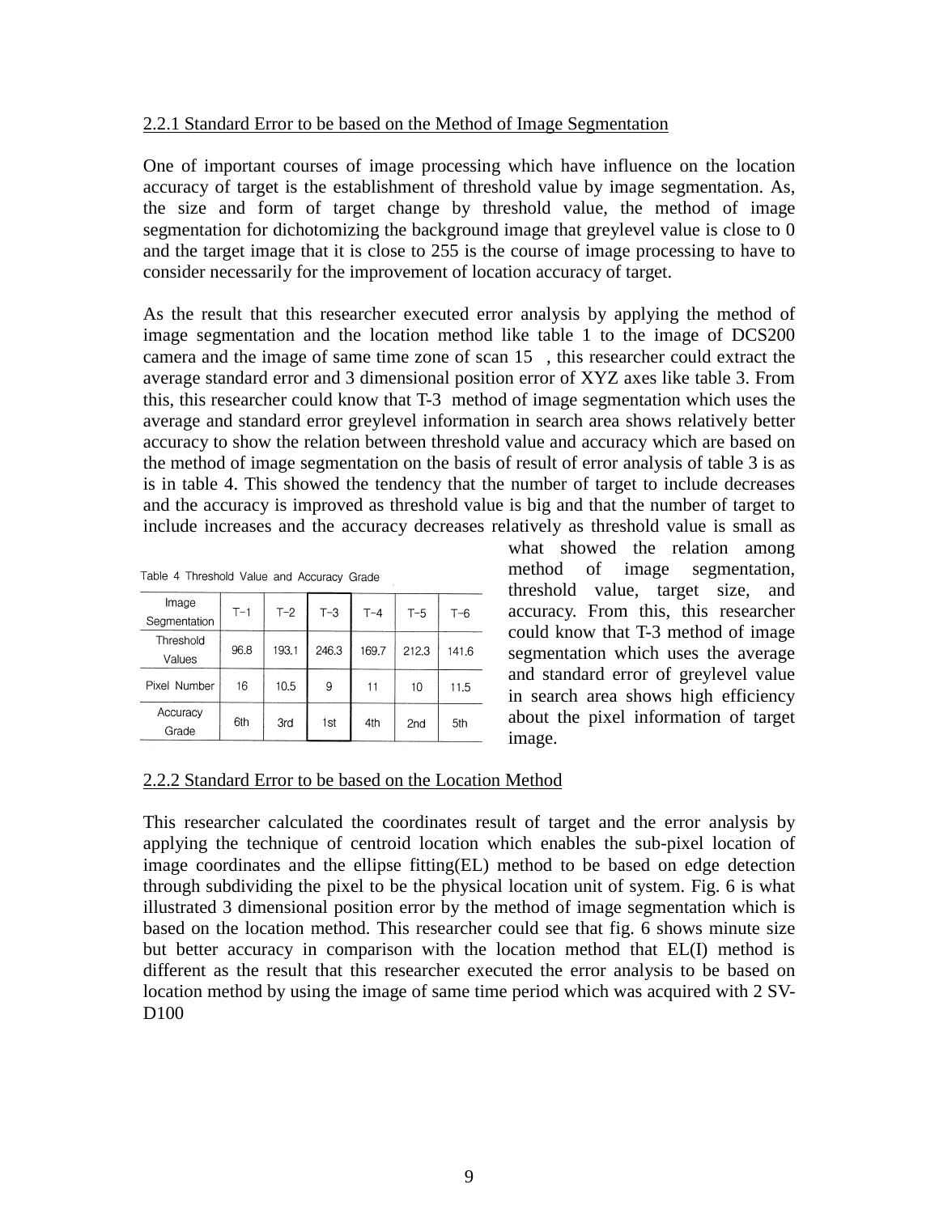2.2.1 Standard Error to be based on the Method of Image Segmentation

One of important courses of image processing which have influence on the location accuracy of target is the establishment of threshold value by image segmentation. As, the size and form of target change by threshold value, the method of image segmentation for dichotomizing the background image that greylevel value is close to 0 and the target image that it is close to 255 is the course of image processing to have to consider necessarily for the improvement of location accuracy of target.

As the result that this researcher executed error analysis by applying the method of image segmentation and the location method like table 1 to the image of DCS200 camera and the image of same time zone of scan 15 , this researcher could extract the average standard error and 3 dimensional position error of XYZ axes like table 3. From this, this researcher could know that T-3 method of image segmentation which uses the average and standard error greylevel information in search area shows relatively better accuracy to show the relation between threshold value and accuracy which are based on the method of image segmentation on the basis of result of error analysis of table 3 is as is in table 4. This showed the tendency that the number of target to include decreases and the accuracy is improved as threshold value is big and that the number of target to include increases and the accuracy decreases relatively as threshold value is small as what showed the relation among method of image segmentation, threshold value, target size, and accuracy. From this, this researcher could know that T-3 method of image segmentation which uses the average and standard error of greylevel value in search area shows high efficiency about the pixel information of target image.

Table 4 Threshold Value and Accuracy Grade

| Image Segmentation | T-1 | T-2 | T-3 | T-4 | T-5 | T-6 |
|---|---|---|---|---|---|---|
| Threshold Values | 96.8 | 193.1 | 246.3 | 169.7 | 212.3 | 141.6 |
| Pixel Number | 16 | 10.5 | 9 | 11 | 10 | 11.5 |
| Accuracy Grade | 6th | 3rd | 1st | 4th | 2nd | 5th |

2.2.2 Standard Error to be based on the Location Method

This researcher calculated the coordinates result of target and the error analysis by applying the technique of centroid location which enables the sub-pixel location of image coordinates and the ellipse fitting(EL) method to be based on edge detection through subdividing the pixel to be the physical location unit of system. Fig. 6 is what illustrated 3 dimensional position error by the method of image segmentation which is based on the location method. This researcher could see that fig. 6 shows minute size but better accuracy in comparison with the location method that EL(I) method is different as the result that this researcher executed the error analysis to be based on location method by using the image of same time period which was acquired with 2 SV-D100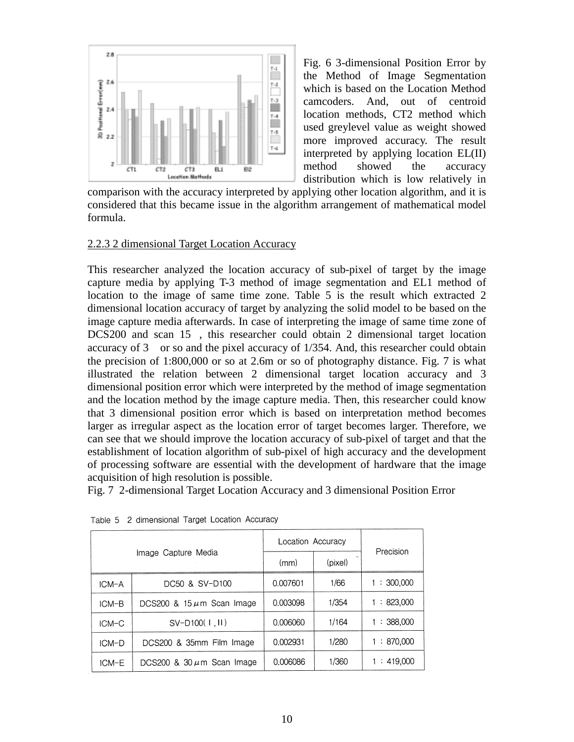Fig. 6 3-dimensional Position Error by the Method of Image Segmentation which is based on the Location Method camcoders. And, out of centroid location methods, CT2 method which used greylevel value as weight showed more improved accuracy. The result interpreted by applying location EL(II) method showed the accuracy distribution which is low relatively in comparison with the accuracy interpreted by applying other location algorithm, and it is considered that this became issue in the algorithm arrangement of mathematical model formula.

### 2.2.3 2 dimensional Target Location Accuracy

This researcher analyzed the location accuracy of sub-pixel of target by the image capture media by applying T-3 method of image segmentation and EL1 method of location to the image of same time zone. Table 5 is the result which extracted 2 dimensional location accuracy of target by analyzing the solid model to be based on the image capture media afterwards. In case of interpreting the image of same time zone of DCS200 and scan 15 , this researcher could obtain 2 dimensional target location accuracy of 3 or so and the pixel accuracy of 1/354. And, this researcher could obtain the precision of 1:800,000 or so at 2.6m or so of photography distance. Fig. 7 is what illustrated the relation between 2 dimensional target location accuracy and 3 dimensional position error which were interpreted by the method of image segmentation and the location method by the image capture media. Then, this researcher could know that 3 dimensional position error which is based on interpretation method becomes larger as irregular aspect as the location error of target becomes larger. Therefore, we can see that we should improve the location accuracy of sub-pixel of target and that the establishment of location algorithm of sub-pixel of high accuracy and the development of processing software are essential with the development of hardware that the image acquisition of high resolution is possible.

Fig. 7 2-dimensional Target Location Accuracy and 3 dimensional Position Error

Table 5 2 dimensional Target Location Accuracy

| Image Capture Media | | Location Accuracy (mm) | Location Accuracy (pixel) | Precision |
|---|---|---|---|---|
| ICM-A | DC50 & SV-D100 | 0.007601 | 1/66 | 1 : 300,000 |
| ICM-B | DCS200 & 15$\mu$m Scan Image | 0.003098 | 1/354 | 1 : 823,000 |
| ICM-C | SV-D100( I , II ) | 0.006060 | 1/164 | 1 : 388,000 |
| ICM-D | DCS200 & 35mm Film Image | 0.002931 | 1/280 | 1 : 870,000 |
| ICM-E | DCS200 & 30$\mu$m Scan Image | 0.006086 | 1/360 | 1 : 419,000 |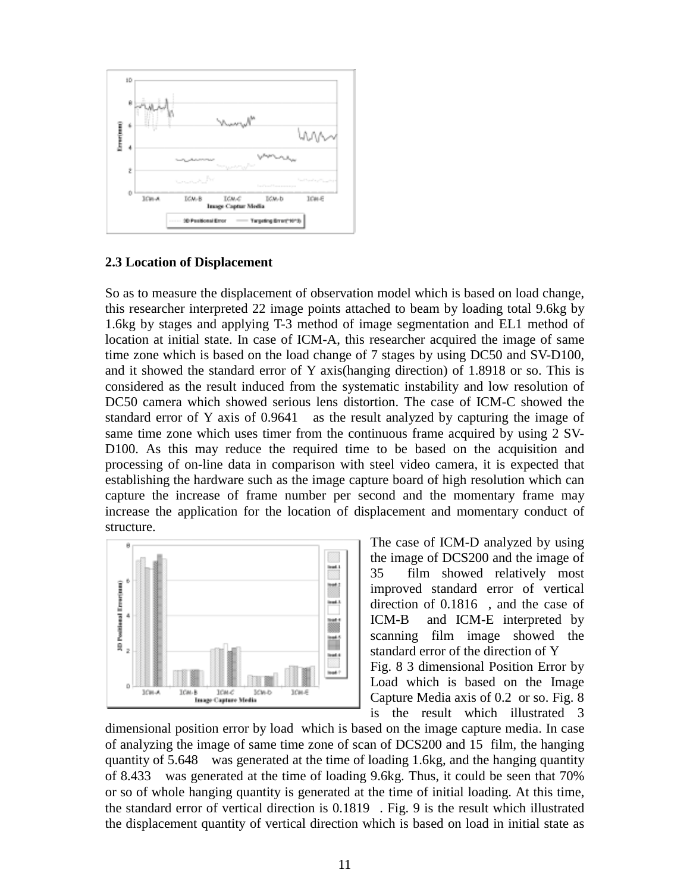## 2.3 Location of Displacement

So as to measure the displacement of observation model which is based on load change, this researcher interpreted 22 image points attached to beam by loading total 9.6kg by 1.6kg by stages and applying T-3 method of image segmentation and EL1 method of location at initial state. In case of ICM-A, this researcher acquired the image of same time zone which is based on the load change of 7 stages by using DC50 and SV-D100, and it showed the standard error of Y axis(hanging direction) of 1.8918 or so. This is considered as the result induced from the systematic instability and low resolution of DC50 camera which showed serious lens distortion. The case of ICM-C showed the standard error of Y axis of 0.9641 as the result analyzed by capturing the image of same time zone which uses timer from the continuous frame acquired by using 2 SV-D100. As this may reduce the required time to be based on the acquisition and processing of on-line data in comparison with steel video camera, it is expected that establishing the hardware such as the image capture board of high resolution which can capture the increase of frame number per second and the momentary frame may increase the application for the location of displacement and momentary conduct of structure.

The case of ICM-D analyzed by using the image of DCS200 and the image of 35 film showed relatively most improved standard error of vertical direction of 0.1816 , and the case of ICM-B and ICM-E interpreted by scanning film image showed the standard error of the direction of Y axis of 0.2 or so. Fig. 8 is the result which illustrated 3 dimensional position error by load which is based on the image capture media. In case of analyzing the image of same time zone of scan of DCS200 and 15 film, the hanging quantity of 5.648 was generated at the time of loading 1.6kg, and the hanging quantity of 8.433 was generated at the time of loading 9.6kg. Thus, it could be seen that 70% or so of whole hanging quantity is generated at the time of initial loading. At this time, the standard error of vertical direction is 0.1819 . Fig. 9 is the result which illustrated the displacement quantity of vertical direction which is based on load in initial state as

Fig. 8 3 dimensional Position Error by Load which is based on the Image Capture Media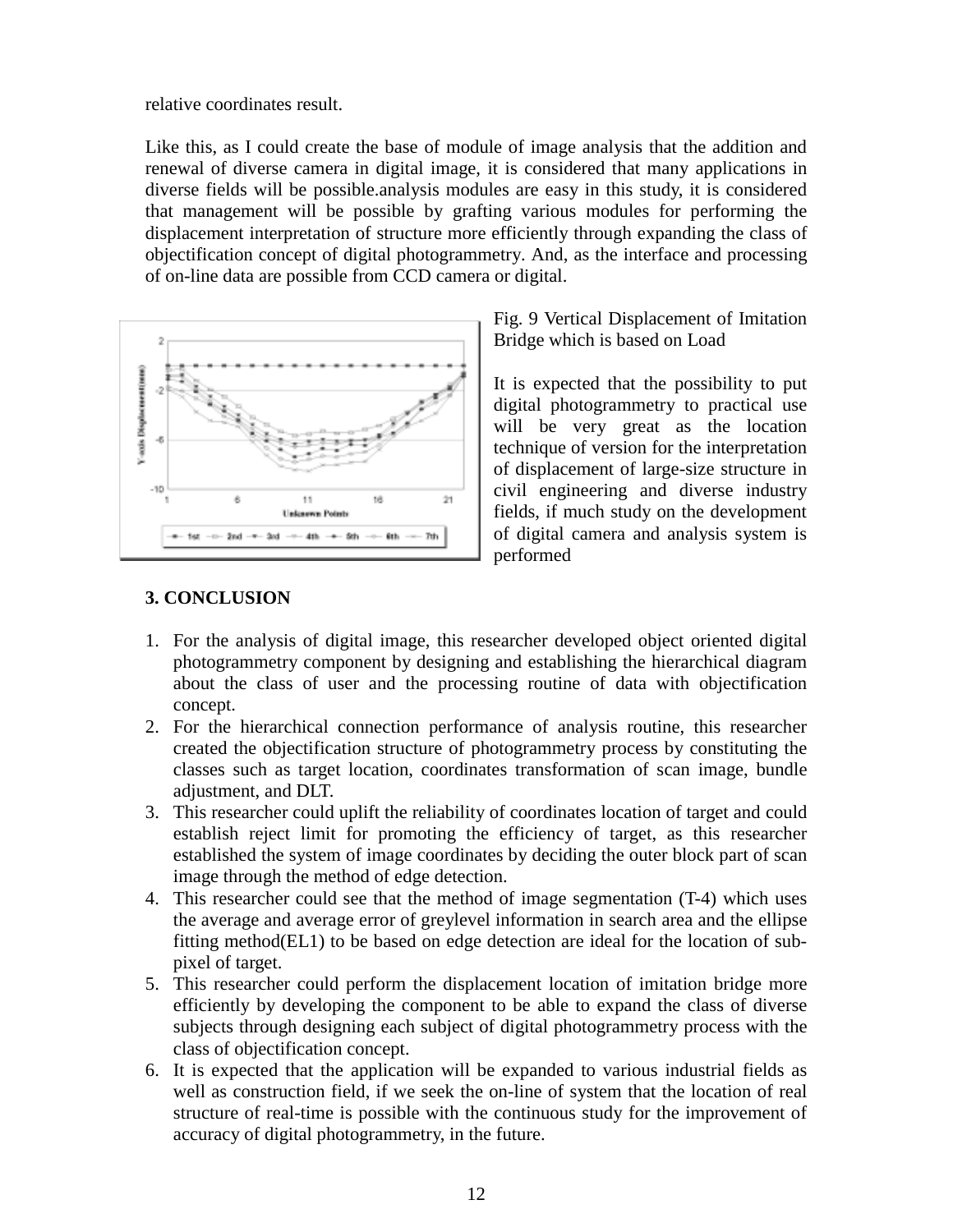relative coordinates result.

Like this, as I could create the base of module of image analysis that the addition and renewal of diverse camera in digital image, it is considered that many applications in diverse fields will be possible.analysis modules are easy in this study, it is considered that management will be possible by grafting various modules for performing the displacement interpretation of structure more efficiently through expanding the class of objectification concept of digital photogrammetry. And, as the interface and processing of on-line data are possible from CCD camera or digital.

Fig. 9 Vertical Displacement of Imitation Bridge which is based on Load

It is expected that the possibility to put digital photogrammetry to practical use will be very great as the location technique of version for the interpretation of displacement of large-size structure in civil engineering and diverse industry fields, if much study on the development of digital camera and analysis system is performed

### 3. CONCLUSION

1. For the analysis of digital image, this researcher developed object oriented digital photogrammetry component by designing and establishing the hierarchical diagram about the class of user and the processing routine of data with objectification concept.
2. For the hierarchical connection performance of analysis routine, this researcher created the objectification structure of photogrammetry process by constituting the classes such as target location, coordinates transformation of scan image, bundle adjustment, and DLT.
3. This researcher could uplift the reliability of coordinates location of target and could establish reject limit for promoting the efficiency of target, as this researcher established the system of image coordinates by deciding the outer block part of scan image through the method of edge detection.
4. This researcher could see that the method of image segmentation (T-4) which uses the average and average error of greylevel information in search area and the ellipse fitting method(EL1) to be based on edge detection are ideal for the location of sub-pixel of target.
5. This researcher could perform the displacement location of imitation bridge more efficiently by developing the component to be able to expand the class of diverse subjects through designing each subject of digital photogrammetry process with the class of objectification concept.
6. It is expected that the application will be expanded to various industrial fields as well as construction field, if we seek the on-line of system that the location of real structure of real-time is possible with the continuous study for the improvement of accuracy of digital photogrammetry, in the future.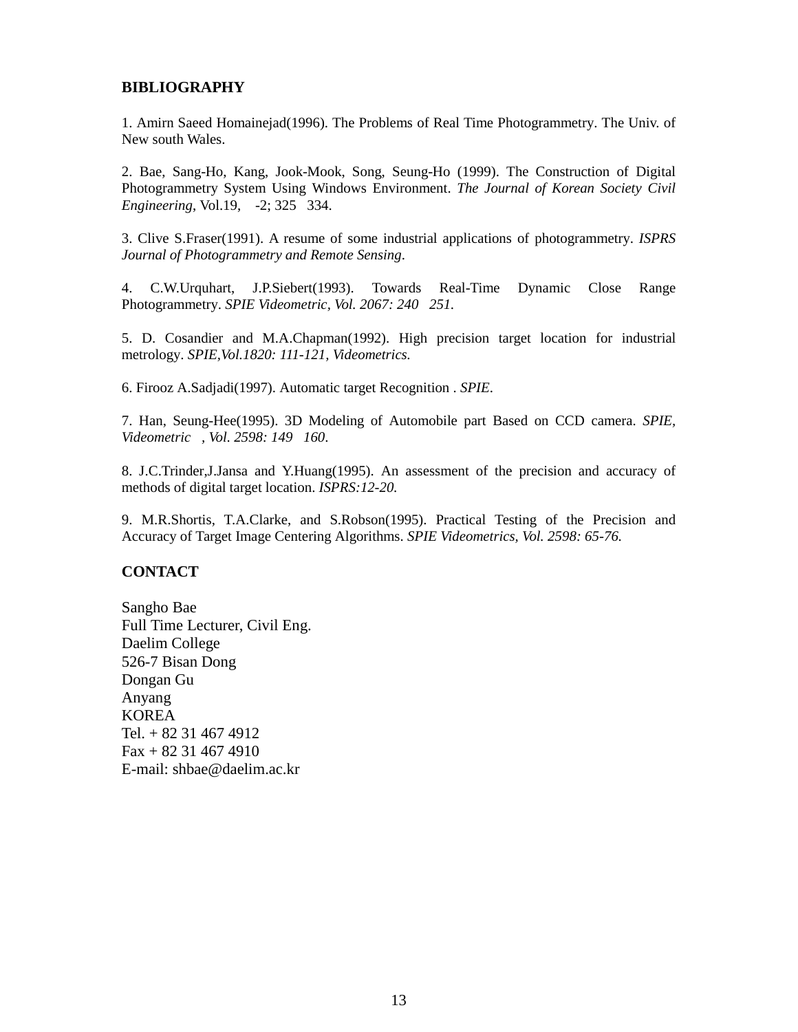## BIBLIOGRAPHY

1. Amirn Saeed Homainejad(1996). The Problems of Real Time Photogrammetry. The Univ. of New south Wales.

2. Bae, Sang-Ho, Kang, Jook-Mook, Song, Seung-Ho (1999). The Construction of Digital Photogrammetry System Using Windows Environment. *The Journal of Korean Society Civil Engineering*, Vol.19, -2; 325 334.

3. Clive S.Fraser(1991). A resume of some industrial applications of photogrammetry. *ISPRS Journal of Photogrammetry and Remote Sensing*.

4. C.W.Urquhart, J.P.Siebert(1993). Towards Real-Time Dynamic Close Range Photogrammetry. *SPIE Videometric, Vol. 2067: 240 251.*

5. D. Cosandier and M.A.Chapman(1992). High precision target location for industrial metrology. *SPIE,Vol.1820: 111-121, Videometrics.*

6. Firooz A.Sadjadi(1997). Automatic target Recognition . *SPIE*.

7. Han, Seung-Hee(1995). 3D Modeling of Automobile part Based on CCD camera. *SPIE, Videometric , Vol. 2598: 149 160*.

8. J.C.Trinder,J.Jansa and Y.Huang(1995). An assessment of the precision and accuracy of methods of digital target location. *ISPRS:12-20.*

9. M.R.Shortis, T.A.Clarke, and S.Robson(1995). Practical Testing of the Precision and Accuracy of Target Image Centering Algorithms. *SPIE Videometrics, Vol. 2598: 65-76.*

## CONTACT

Sangho Bae
Full Time Lecturer, Civil Eng.
Daelim College
526-7 Bisan Dong
Dongan Gu
Anyang
KOREA
Tel. + 82 31 467 4912
Fax + 82 31 467 4910
E-mail: shbae@daelim.ac.kr